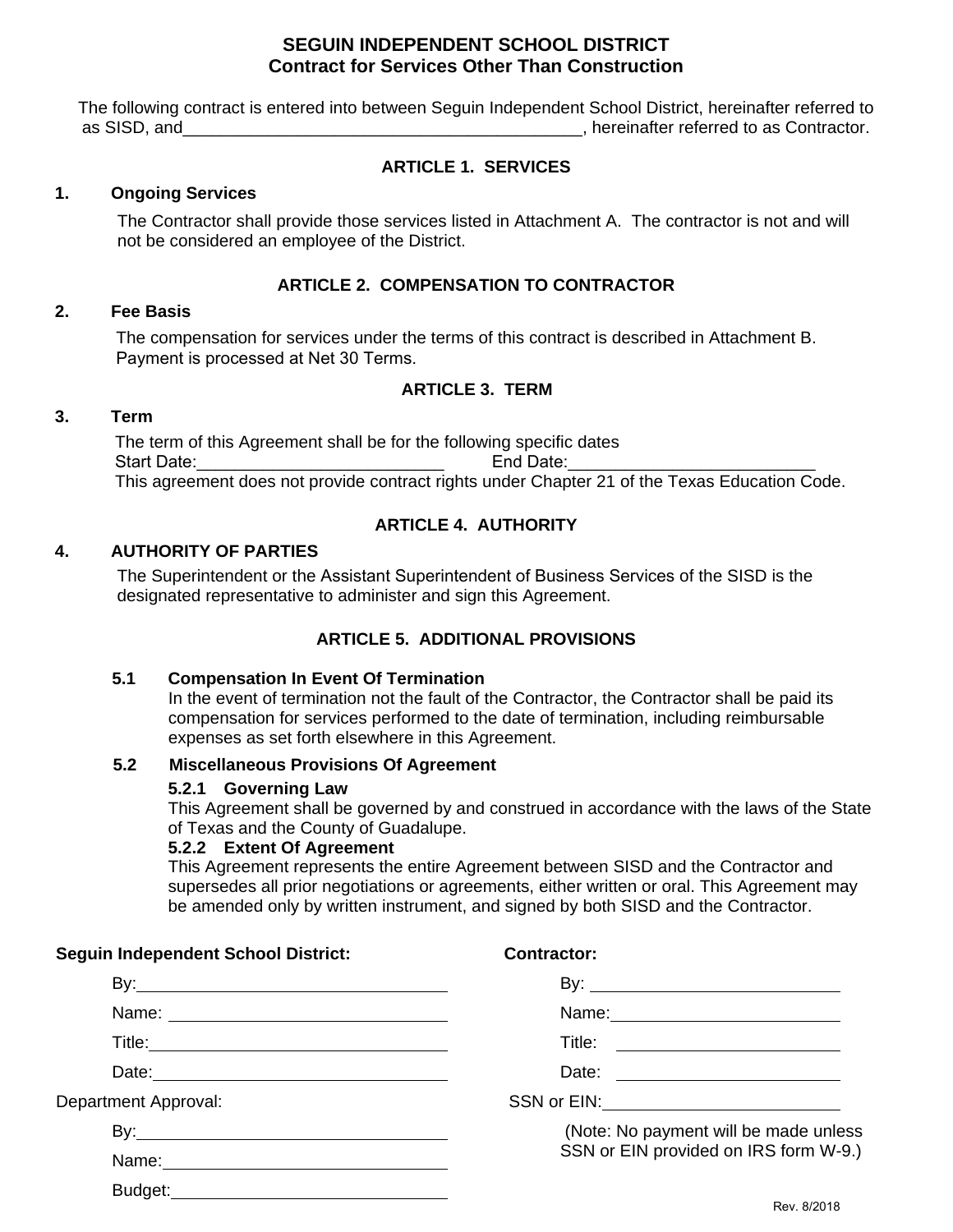# SEGUIN INDEPENDENT SCHOOL DISTRICT
## Contract for Services Other Than Construction

The following contract is entered into between Seguin Independent School District, hereinafter referred to as SISD, and____________________________________________, hereinafter referred to as Contractor.

### ARTICLE 1. SERVICES

**1. Ongoing Services**

The Contractor shall provide those services listed in Attachment A. The contractor is not and will not be considered an employee of the District.

### ARTICLE 2. COMPENSATION TO CONTRACTOR

**2. Fee Basis**

The compensation for services under the terms of this contract is described in Attachment B. Payment is processed at Net 30 Terms.

### ARTICLE 3. TERM

**3. Term**

The term of this Agreement shall be for the following specific dates
Start Date:__________________________ End Date:__________________________
This agreement does not provide contract rights under Chapter 21 of the Texas Education Code.

### ARTICLE 4. AUTHORITY

**4. AUTHORITY OF PARTIES**

The Superintendent or the Assistant Superintendent of Business Services of the SISD is the designated representative to administer and sign this Agreement.

### ARTICLE 5. ADDITIONAL PROVISIONS

**5.1 Compensation In Event Of Termination**

In the event of termination not the fault of the Contractor, the Contractor shall be paid its compensation for services performed to the date of termination, including reimbursable expenses as set forth elsewhere in this Agreement.

**5.2 Miscellaneous Provisions Of Agreement**

**5.2.1 Governing Law**

This Agreement shall be governed by and construed in accordance with the laws of the State of Texas and the County of Guadalupe.

**5.2.2 Extent Of Agreement**

This Agreement represents the entire Agreement between SISD and the Contractor and supersedes all prior negotiations or agreements, either written or oral. This Agreement may be amended only by written instrument, and signed by both SISD and the Contractor.

**Seguin Independent School District:**

By:__________________________________

Name:________________________________

Title:_________________________________

Date:_________________________________

Department Approval:

By:__________________________________

Name:________________________________

Budget:_______________________________

**Contractor:**

By:__________________________________

Name:________________________________

Title:_________________________________

Date:_________________________________

SSN or EIN:___________________________

(Note: No payment will be made unless SSN or EIN provided on IRS form W-9.)

Rev. 8/2018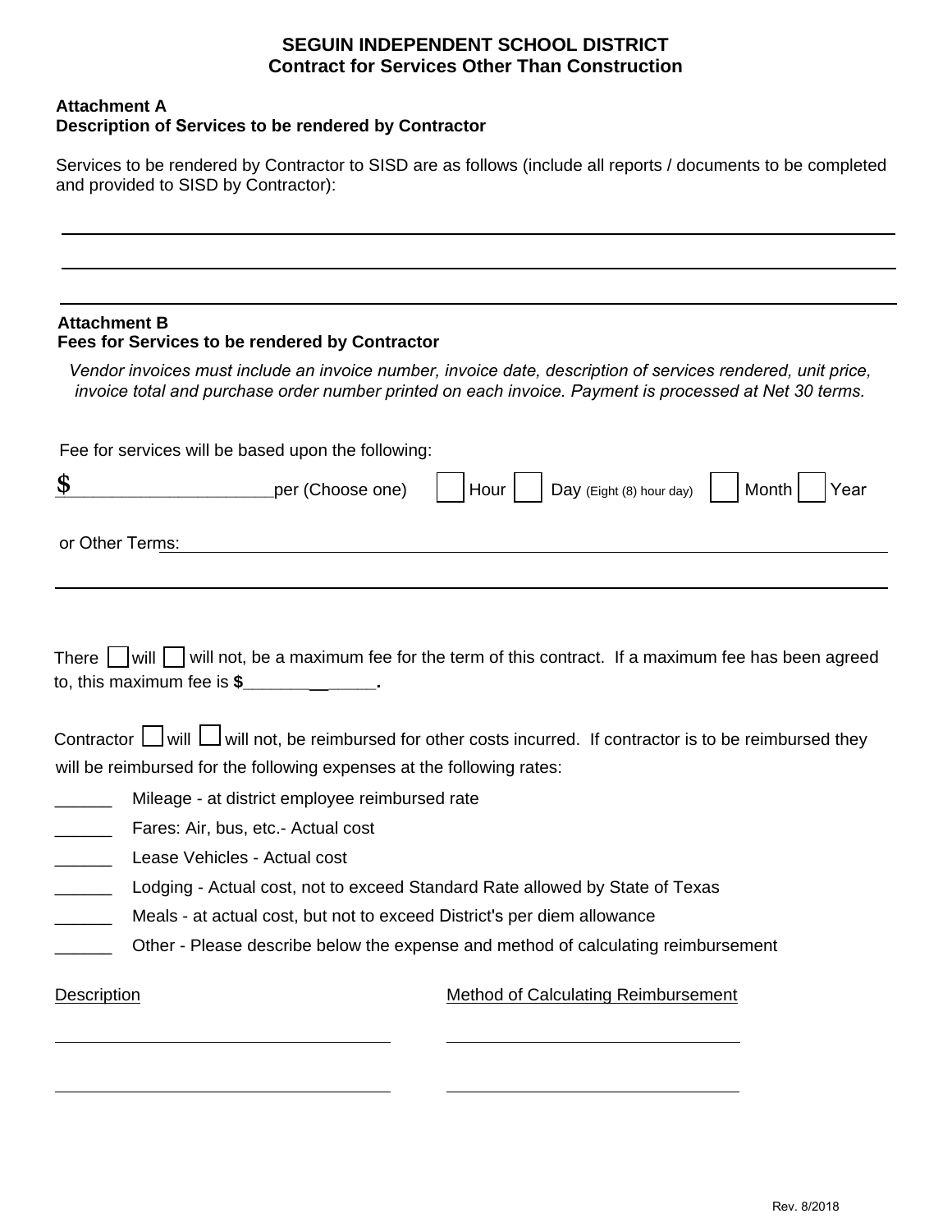# SEGUIN INDEPENDENT SCHOOL DISTRICT
## Contract for Services Other Than Construction

**Attachment A**
**Description of Services to be rendered by Contractor**

Services to be rendered by Contractor to SISD are as follows (include all reports / documents to be completed and provided to SISD by Contractor):

______________________________________________________________________

______________________________________________________________________

______________________________________________________________________

**Attachment B**
**Fees for Services to be rendered by Contractor**

*Vendor invoices must include an invoice number, invoice date, description of services rendered, unit price, invoice total and purchase order number printed on each invoice. Payment is processed at Net 30 terms.*

Fee for services will be based upon the following:

$_____________________ per (Choose one) ☐ Hour ☐ Day (Eight (8) hour day) ☐ Month ☐ Year

or Other Terms: ______________________________________________________________________

______________________________________________________________________

There ☐ will ☐ will not, be a maximum fee for the term of this contract. If a maximum fee has been agreed to, this maximum fee is **$_____________.**

Contractor ☐ will ☐ will not, be reimbursed for other costs incurred. If contractor is to be reimbursed they will be reimbursed for the following expenses at the following rates:

______ Mileage - at district employee reimbursed rate

______ Fares: Air, bus, etc.- Actual cost

______ Lease Vehicles - Actual cost

______ Lodging - Actual cost, not to exceed Standard Rate allowed by State of Texas

______ Meals - at actual cost, but not to exceed District's per diem allowance

______ Other - Please describe below the expense and method of calculating reimbursement

| Description | Method of Calculating Reimbursement |
|---|---|
| ______________________________ | ______________________________ |
| ______________________________ | ______________________________ |

Rev. 8/2018